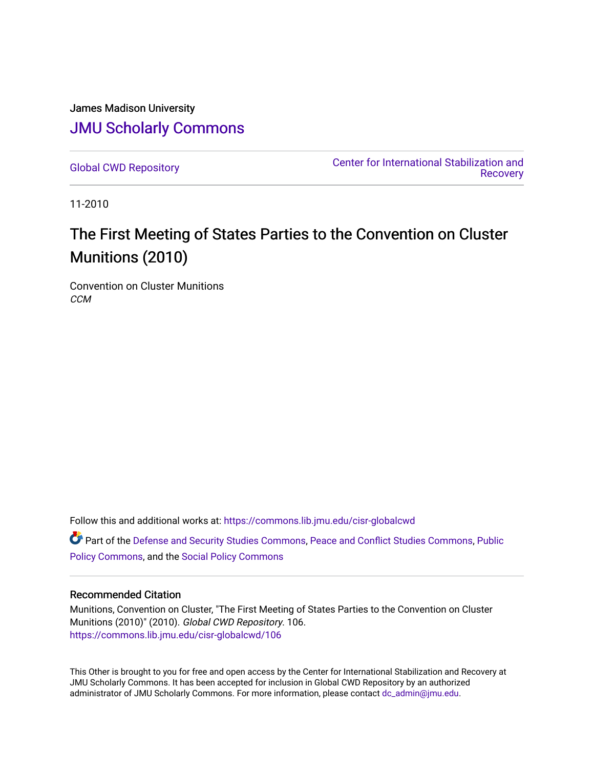James Madison University

# JMU Scholarly Commons

Global CWD Repository

Center for International Stabilization and Recovery

11-2010

# The First Meeting of States Parties to the Convention on Cluster Munitions (2010)

Convention on Cluster Munitions
*CCM*

Follow this and additional works at: https://commons.lib.jmu.edu/cisr-globalcwd

Part of the Defense and Security Studies Commons, Peace and Conflict Studies Commons, Public Policy Commons, and the Social Policy Commons

## Recommended Citation

Munitions, Convention on Cluster, "The First Meeting of States Parties to the Convention on Cluster Munitions (2010)" (2010). *Global CWD Repository*. 106.
https://commons.lib.jmu.edu/cisr-globalcwd/106

This Other is brought to you for free and open access by the Center for International Stabilization and Recovery at JMU Scholarly Commons. It has been accepted for inclusion in Global CWD Repository by an authorized administrator of JMU Scholarly Commons. For more information, please contact dc_admin@jmu.edu.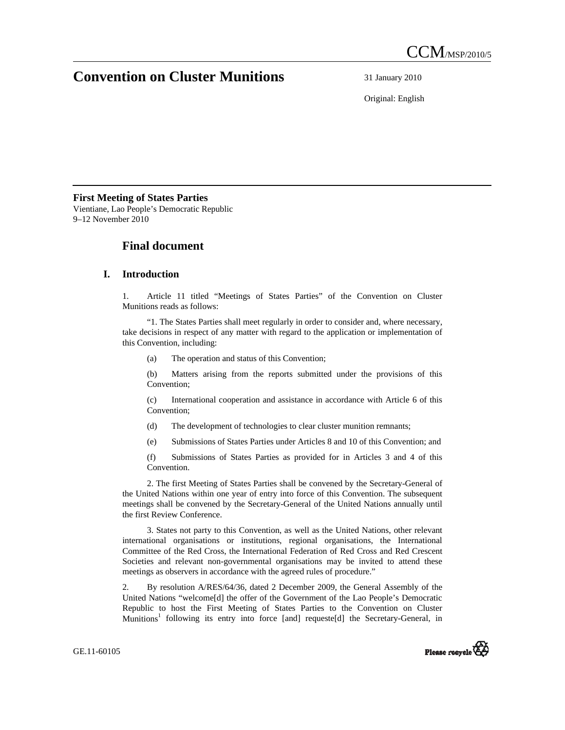# Convention on Cluster Munitions

31 January 2010

Original: English

**First Meeting of States Parties**
Vientiane, Lao People's Democratic Republic
9–12 November 2010

## Final document

### I. Introduction

1. Article 11 titled "Meetings of States Parties" of the Convention on Cluster Munitions reads as follows:

"1. The States Parties shall meet regularly in order to consider and, where necessary, take decisions in respect of any matter with regard to the application or implementation of this Convention, including:

(a) The operation and status of this Convention;

(b) Matters arising from the reports submitted under the provisions of this Convention;

(c) International cooperation and assistance in accordance with Article 6 of this Convention;

(d) The development of technologies to clear cluster munition remnants;

(e) Submissions of States Parties under Articles 8 and 10 of this Convention; and

(f) Submissions of States Parties as provided for in Articles 3 and 4 of this Convention.

2. The first Meeting of States Parties shall be convened by the Secretary-General of the United Nations within one year of entry into force of this Convention. The subsequent meetings shall be convened by the Secretary-General of the United Nations annually until the first Review Conference.

3. States not party to this Convention, as well as the United Nations, other relevant international organisations or institutions, regional organisations, the International Committee of the Red Cross, the International Federation of Red Cross and Red Crescent Societies and relevant non-governmental organisations may be invited to attend these meetings as observers in accordance with the agreed rules of procedure."

2. By resolution A/RES/64/36, dated 2 December 2009, the General Assembly of the United Nations "welcome[d] the offer of the Government of the Lao People's Democratic Republic to host the First Meeting of States Parties to the Convention on Cluster Munitions[1] following its entry into force [and] requeste[d] the Secretary-General, in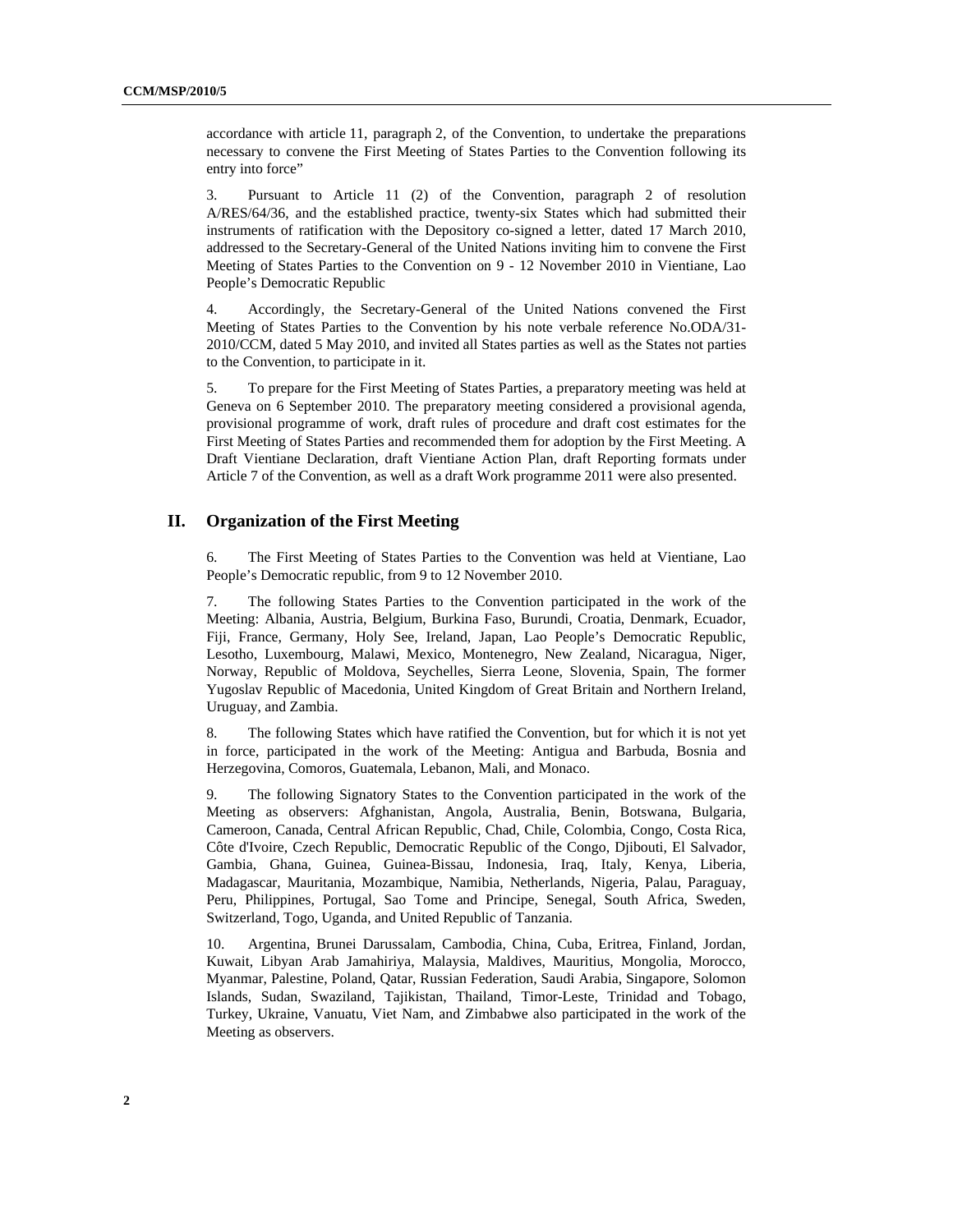accordance with article 11, paragraph 2, of the Convention, to undertake the preparations necessary to convene the First Meeting of States Parties to the Convention following its entry into force"

3. Pursuant to Article 11 (2) of the Convention, paragraph 2 of resolution A/RES/64/36, and the established practice, twenty-six States which had submitted their instruments of ratification with the Depository co-signed a letter, dated 17 March 2010, addressed to the Secretary-General of the United Nations inviting him to convene the First Meeting of States Parties to the Convention on 9 - 12 November 2010 in Vientiane, Lao People's Democratic Republic

4. Accordingly, the Secretary-General of the United Nations convened the First Meeting of States Parties to the Convention by his note verbale reference No.ODA/31-2010/CCM, dated 5 May 2010, and invited all States parties as well as the States not parties to the Convention, to participate in it.

5. To prepare for the First Meeting of States Parties, a preparatory meeting was held at Geneva on 6 September 2010. The preparatory meeting considered a provisional agenda, provisional programme of work, draft rules of procedure and draft cost estimates for the First Meeting of States Parties and recommended them for adoption by the First Meeting. A Draft Vientiane Declaration, draft Vientiane Action Plan, draft Reporting formats under Article 7 of the Convention, as well as a draft Work programme 2011 were also presented.

## II. Organization of the First Meeting

6. The First Meeting of States Parties to the Convention was held at Vientiane, Lao People's Democratic republic, from 9 to 12 November 2010.

7. The following States Parties to the Convention participated in the work of the Meeting: Albania, Austria, Belgium, Burkina Faso, Burundi, Croatia, Denmark, Ecuador, Fiji, France, Germany, Holy See, Ireland, Japan, Lao People's Democratic Republic, Lesotho, Luxembourg, Malawi, Mexico, Montenegro, New Zealand, Nicaragua, Niger, Norway, Republic of Moldova, Seychelles, Sierra Leone, Slovenia, Spain, The former Yugoslav Republic of Macedonia, United Kingdom of Great Britain and Northern Ireland, Uruguay, and Zambia.

8. The following States which have ratified the Convention, but for which it is not yet in force, participated in the work of the Meeting: Antigua and Barbuda, Bosnia and Herzegovina, Comoros, Guatemala, Lebanon, Mali, and Monaco.

9. The following Signatory States to the Convention participated in the work of the Meeting as observers: Afghanistan, Angola, Australia, Benin, Botswana, Bulgaria, Cameroon, Canada, Central African Republic, Chad, Chile, Colombia, Congo, Costa Rica, Côte d'Ivoire, Czech Republic, Democratic Republic of the Congo, Djibouti, El Salvador, Gambia, Ghana, Guinea, Guinea-Bissau, Indonesia, Iraq, Italy, Kenya, Liberia, Madagascar, Mauritania, Mozambique, Namibia, Netherlands, Nigeria, Palau, Paraguay, Peru, Philippines, Portugal, Sao Tome and Principe, Senegal, South Africa, Sweden, Switzerland, Togo, Uganda, and United Republic of Tanzania.

10. Argentina, Brunei Darussalam, Cambodia, China, Cuba, Eritrea, Finland, Jordan, Kuwait, Libyan Arab Jamahiriya, Malaysia, Maldives, Mauritius, Mongolia, Morocco, Myanmar, Palestine, Poland, Qatar, Russian Federation, Saudi Arabia, Singapore, Solomon Islands, Sudan, Swaziland, Tajikistan, Thailand, Timor-Leste, Trinidad and Tobago, Turkey, Ukraine, Vanuatu, Viet Nam, and Zimbabwe also participated in the work of the Meeting as observers.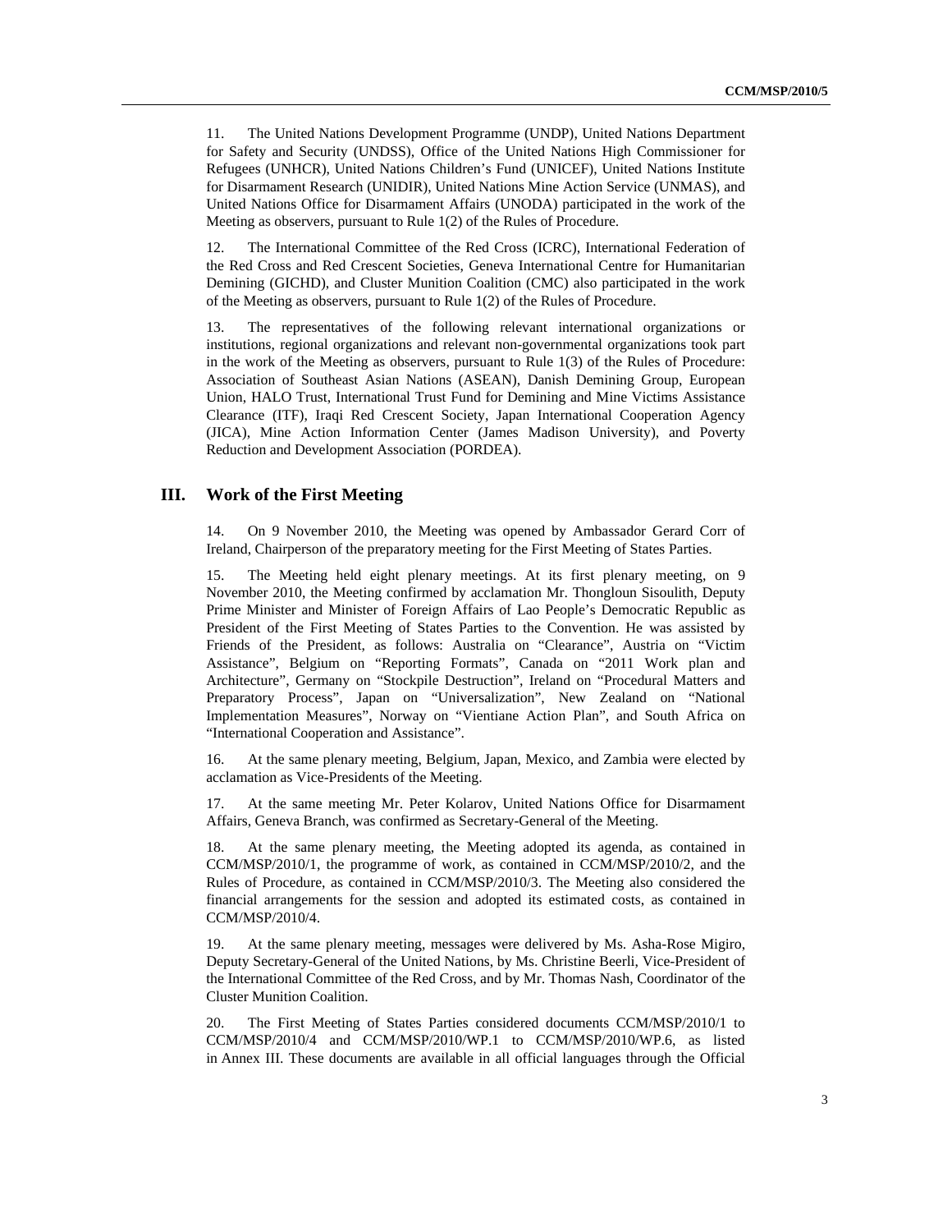11. The United Nations Development Programme (UNDP), United Nations Department for Safety and Security (UNDSS), Office of the United Nations High Commissioner for Refugees (UNHCR), United Nations Children's Fund (UNICEF), United Nations Institute for Disarmament Research (UNIDIR), United Nations Mine Action Service (UNMAS), and United Nations Office for Disarmament Affairs (UNODA) participated in the work of the Meeting as observers, pursuant to Rule 1(2) of the Rules of Procedure.

12. The International Committee of the Red Cross (ICRC), International Federation of the Red Cross and Red Crescent Societies, Geneva International Centre for Humanitarian Demining (GICHD), and Cluster Munition Coalition (CMC) also participated in the work of the Meeting as observers, pursuant to Rule 1(2) of the Rules of Procedure.

13. The representatives of the following relevant international organizations or institutions, regional organizations and relevant non-governmental organizations took part in the work of the Meeting as observers, pursuant to Rule 1(3) of the Rules of Procedure: Association of Southeast Asian Nations (ASEAN), Danish Demining Group, European Union, HALO Trust, International Trust Fund for Demining and Mine Victims Assistance Clearance (ITF), Iraqi Red Crescent Society, Japan International Cooperation Agency (JICA), Mine Action Information Center (James Madison University), and Poverty Reduction and Development Association (PORDEA).

## III. Work of the First Meeting

14. On 9 November 2010, the Meeting was opened by Ambassador Gerard Corr of Ireland, Chairperson of the preparatory meeting for the First Meeting of States Parties.

15. The Meeting held eight plenary meetings. At its first plenary meeting, on 9 November 2010, the Meeting confirmed by acclamation Mr. Thongloun Sisoulith, Deputy Prime Minister and Minister of Foreign Affairs of Lao People's Democratic Republic as President of the First Meeting of States Parties to the Convention. He was assisted by Friends of the President, as follows: Australia on "Clearance", Austria on "Victim Assistance", Belgium on "Reporting Formats", Canada on "2011 Work plan and Architecture", Germany on "Stockpile Destruction", Ireland on "Procedural Matters and Preparatory Process", Japan on "Universalization", New Zealand on "National Implementation Measures", Norway on "Vientiane Action Plan", and South Africa on "International Cooperation and Assistance".

16. At the same plenary meeting, Belgium, Japan, Mexico, and Zambia were elected by acclamation as Vice-Presidents of the Meeting.

17. At the same meeting Mr. Peter Kolarov, United Nations Office for Disarmament Affairs, Geneva Branch, was confirmed as Secretary-General of the Meeting.

18. At the same plenary meeting, the Meeting adopted its agenda, as contained in CCM/MSP/2010/1, the programme of work, as contained in CCM/MSP/2010/2, and the Rules of Procedure, as contained in CCM/MSP/2010/3. The Meeting also considered the financial arrangements for the session and adopted its estimated costs, as contained in CCM/MSP/2010/4.

19. At the same plenary meeting, messages were delivered by Ms. Asha-Rose Migiro, Deputy Secretary-General of the United Nations, by Ms. Christine Beerli, Vice-President of the International Committee of the Red Cross, and by Mr. Thomas Nash, Coordinator of the Cluster Munition Coalition.

20. The First Meeting of States Parties considered documents CCM/MSP/2010/1 to CCM/MSP/2010/4 and CCM/MSP/2010/WP.1 to CCM/MSP/2010/WP.6, as listed in Annex III. These documents are available in all official languages through the Official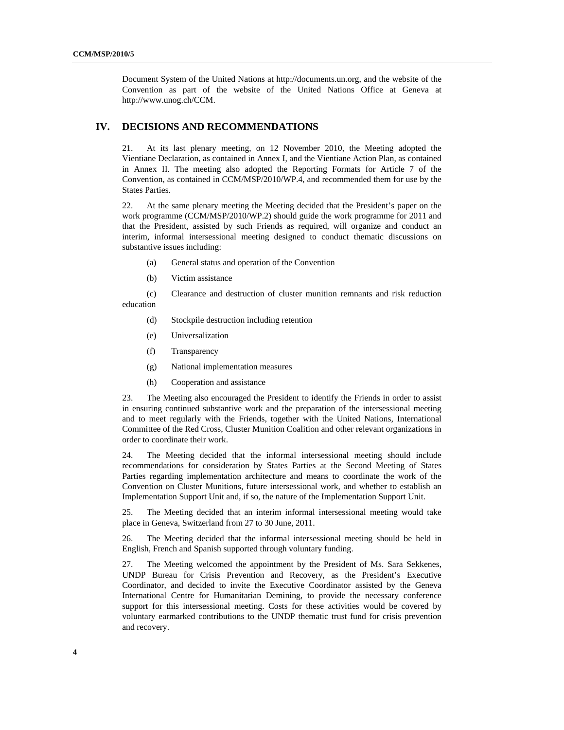Document System of the United Nations at http://documents.un.org, and the website of the Convention as part of the website of the United Nations Office at Geneva at http://www.unog.ch/CCM.

## IV. DECISIONS AND RECOMMENDATIONS

21. At its last plenary meeting, on 12 November 2010, the Meeting adopted the Vientiane Declaration, as contained in Annex I, and the Vientiane Action Plan, as contained in Annex II. The meeting also adopted the Reporting Formats for Article 7 of the Convention, as contained in CCM/MSP/2010/WP.4, and recommended them for use by the States Parties.

22. At the same plenary meeting the Meeting decided that the President's paper on the work programme (CCM/MSP/2010/WP.2) should guide the work programme for 2011 and that the President, assisted by such Friends as required, will organize and conduct an interim, informal intersessional meeting designed to conduct thematic discussions on substantive issues including:

(a) General status and operation of the Convention

(b) Victim assistance

(c) Clearance and destruction of cluster munition remnants and risk reduction education

(d) Stockpile destruction including retention

(e) Universalization

(f) Transparency

(g) National implementation measures

(h) Cooperation and assistance

23. The Meeting also encouraged the President to identify the Friends in order to assist in ensuring continued substantive work and the preparation of the intersessional meeting and to meet regularly with the Friends, together with the United Nations, International Committee of the Red Cross, Cluster Munition Coalition and other relevant organizations in order to coordinate their work.

24. The Meeting decided that the informal intersessional meeting should include recommendations for consideration by States Parties at the Second Meeting of States Parties regarding implementation architecture and means to coordinate the work of the Convention on Cluster Munitions, future intersessional work, and whether to establish an Implementation Support Unit and, if so, the nature of the Implementation Support Unit.

25. The Meeting decided that an interim informal intersessional meeting would take place in Geneva, Switzerland from 27 to 30 June, 2011.

26. The Meeting decided that the informal intersessional meeting should be held in English, French and Spanish supported through voluntary funding.

27. The Meeting welcomed the appointment by the President of Ms. Sara Sekkenes, UNDP Bureau for Crisis Prevention and Recovery, as the President's Executive Coordinator, and decided to invite the Executive Coordinator assisted by the Geneva International Centre for Humanitarian Demining, to provide the necessary conference support for this intersessional meeting. Costs for these activities would be covered by voluntary earmarked contributions to the UNDP thematic trust fund for crisis prevention and recovery.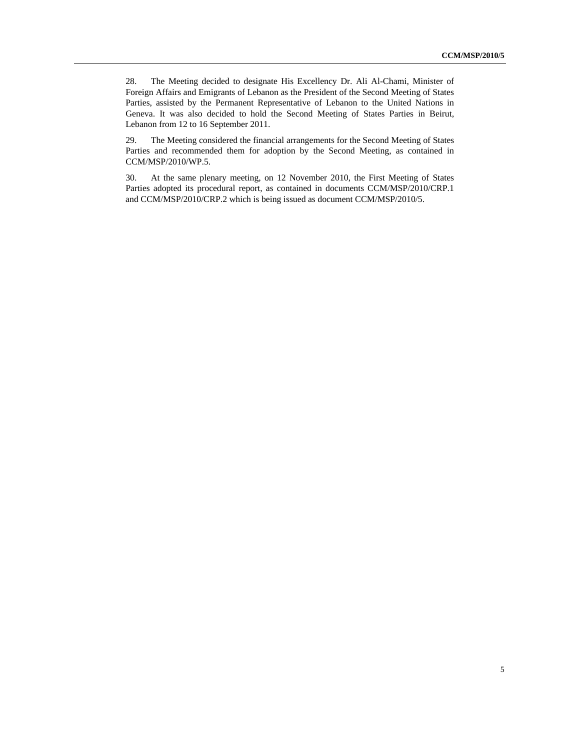28. The Meeting decided to designate His Excellency Dr. Ali Al-Chami, Minister of Foreign Affairs and Emigrants of Lebanon as the President of the Second Meeting of States Parties, assisted by the Permanent Representative of Lebanon to the United Nations in Geneva. It was also decided to hold the Second Meeting of States Parties in Beirut, Lebanon from 12 to 16 September 2011.

29. The Meeting considered the financial arrangements for the Second Meeting of States Parties and recommended them for adoption by the Second Meeting, as contained in CCM/MSP/2010/WP.5.

30. At the same plenary meeting, on 12 November 2010, the First Meeting of States Parties adopted its procedural report, as contained in documents CCM/MSP/2010/CRP.1 and CCM/MSP/2010/CRP.2 which is being issued as document CCM/MSP/2010/5.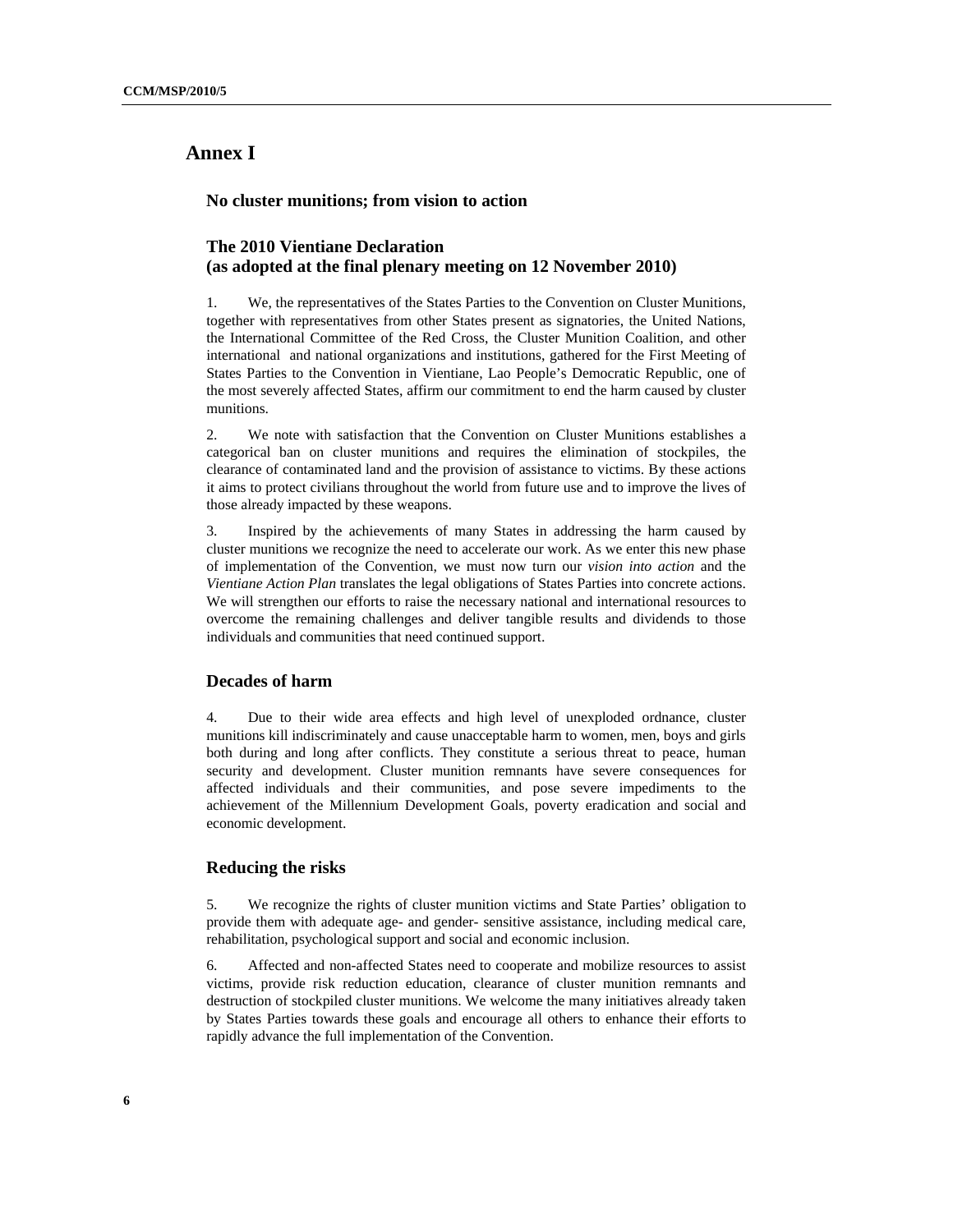# Annex I

## No cluster munitions; from vision to action

## The 2010 Vientiane Declaration (as adopted at the final plenary meeting on 12 November 2010)

1. We, the representatives of the States Parties to the Convention on Cluster Munitions, together with representatives from other States present as signatories, the United Nations, the International Committee of the Red Cross, the Cluster Munition Coalition, and other international and national organizations and institutions, gathered for the First Meeting of States Parties to the Convention in Vientiane, Lao People's Democratic Republic, one of the most severely affected States, affirm our commitment to end the harm caused by cluster munitions.

2. We note with satisfaction that the Convention on Cluster Munitions establishes a categorical ban on cluster munitions and requires the elimination of stockpiles, the clearance of contaminated land and the provision of assistance to victims. By these actions it aims to protect civilians throughout the world from future use and to improve the lives of those already impacted by these weapons.

3. Inspired by the achievements of many States in addressing the harm caused by cluster munitions we recognize the need to accelerate our work. As we enter this new phase of implementation of the Convention, we must now turn our *vision into action* and the *Vientiane Action Plan* translates the legal obligations of States Parties into concrete actions. We will strengthen our efforts to raise the necessary national and international resources to overcome the remaining challenges and deliver tangible results and dividends to those individuals and communities that need continued support.

### Decades of harm

4. Due to their wide area effects and high level of unexploded ordnance, cluster munitions kill indiscriminately and cause unacceptable harm to women, men, boys and girls both during and long after conflicts. They constitute a serious threat to peace, human security and development. Cluster munition remnants have severe consequences for affected individuals and their communities, and pose severe impediments to the achievement of the Millennium Development Goals, poverty eradication and social and economic development.

### Reducing the risks

5. We recognize the rights of cluster munition victims and State Parties' obligation to provide them with adequate age- and gender- sensitive assistance, including medical care, rehabilitation, psychological support and social and economic inclusion.

6. Affected and non-affected States need to cooperate and mobilize resources to assist victims, provide risk reduction education, clearance of cluster munition remnants and destruction of stockpiled cluster munitions. We welcome the many initiatives already taken by States Parties towards these goals and encourage all others to enhance their efforts to rapidly advance the full implementation of the Convention.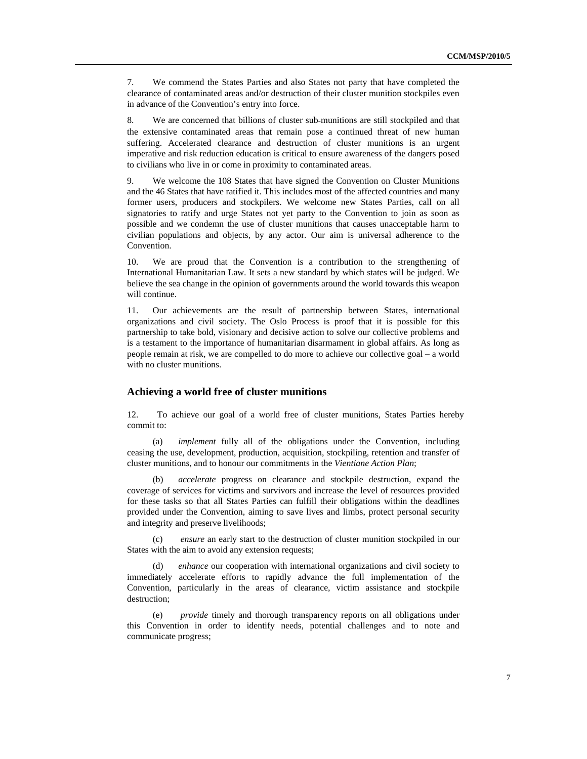7. We commend the States Parties and also States not party that have completed the clearance of contaminated areas and/or destruction of their cluster munition stockpiles even in advance of the Convention's entry into force.

8. We are concerned that billions of cluster sub-munitions are still stockpiled and that the extensive contaminated areas that remain pose a continued threat of new human suffering. Accelerated clearance and destruction of cluster munitions is an urgent imperative and risk reduction education is critical to ensure awareness of the dangers posed to civilians who live in or come in proximity to contaminated areas.

9. We welcome the 108 States that have signed the Convention on Cluster Munitions and the 46 States that have ratified it. This includes most of the affected countries and many former users, producers and stockpilers. We welcome new States Parties, call on all signatories to ratify and urge States not yet party to the Convention to join as soon as possible and we condemn the use of cluster munitions that causes unacceptable harm to civilian populations and objects, by any actor. Our aim is universal adherence to the Convention.

10. We are proud that the Convention is a contribution to the strengthening of International Humanitarian Law. It sets a new standard by which states will be judged. We believe the sea change in the opinion of governments around the world towards this weapon will continue.

11. Our achievements are the result of partnership between States, international organizations and civil society. The Oslo Process is proof that it is possible for this partnership to take bold, visionary and decisive action to solve our collective problems and is a testament to the importance of humanitarian disarmament in global affairs. As long as people remain at risk, we are compelled to do more to achieve our collective goal – a world with no cluster munitions.

## Achieving a world free of cluster munitions

12. To achieve our goal of a world free of cluster munitions, States Parties hereby commit to:

(a) *implement* fully all of the obligations under the Convention, including ceasing the use, development, production, acquisition, stockpiling, retention and transfer of cluster munitions, and to honour our commitments in the *Vientiane Action Plan*;

(b) *accelerate* progress on clearance and stockpile destruction, expand the coverage of services for victims and survivors and increase the level of resources provided for these tasks so that all States Parties can fulfill their obligations within the deadlines provided under the Convention, aiming to save lives and limbs, protect personal security and integrity and preserve livelihoods;

(c) *ensure* an early start to the destruction of cluster munition stockpiled in our States with the aim to avoid any extension requests;

(d) *enhance* our cooperation with international organizations and civil society to immediately accelerate efforts to rapidly advance the full implementation of the Convention, particularly in the areas of clearance, victim assistance and stockpile destruction;

(e) *provide* timely and thorough transparency reports on all obligations under this Convention in order to identify needs, potential challenges and to note and communicate progress;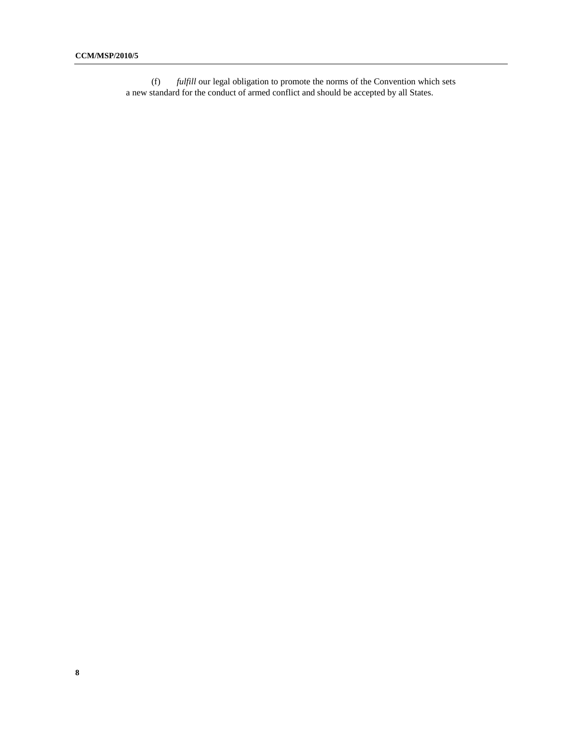(f) *fulfill* our legal obligation to promote the norms of the Convention which sets a new standard for the conduct of armed conflict and should be accepted by all States.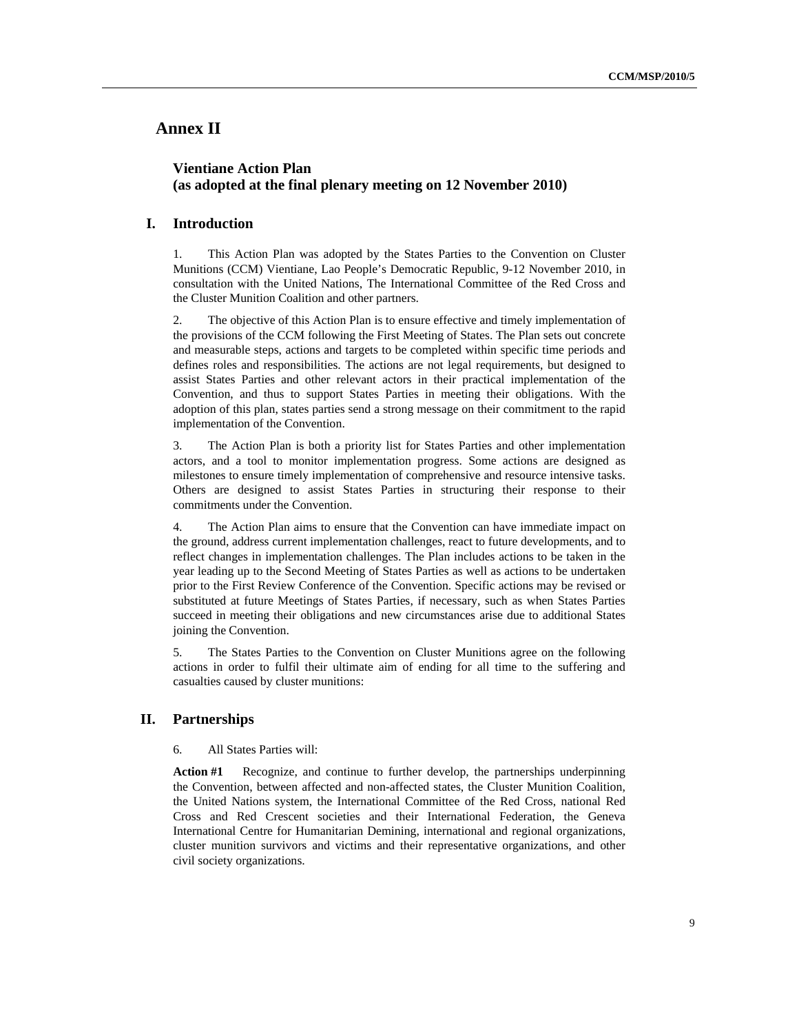# Annex II

## Vientiane Action Plan
## (as adopted at the final plenary meeting on 12 November 2010)

## I. Introduction

1. This Action Plan was adopted by the States Parties to the Convention on Cluster Munitions (CCM) Vientiane, Lao People's Democratic Republic, 9-12 November 2010, in consultation with the United Nations, The International Committee of the Red Cross and the Cluster Munition Coalition and other partners.

2. The objective of this Action Plan is to ensure effective and timely implementation of the provisions of the CCM following the First Meeting of States. The Plan sets out concrete and measurable steps, actions and targets to be completed within specific time periods and defines roles and responsibilities. The actions are not legal requirements, but designed to assist States Parties and other relevant actors in their practical implementation of the Convention, and thus to support States Parties in meeting their obligations. With the adoption of this plan, states parties send a strong message on their commitment to the rapid implementation of the Convention.

3. The Action Plan is both a priority list for States Parties and other implementation actors, and a tool to monitor implementation progress. Some actions are designed as milestones to ensure timely implementation of comprehensive and resource intensive tasks. Others are designed to assist States Parties in structuring their response to their commitments under the Convention.

4. The Action Plan aims to ensure that the Convention can have immediate impact on the ground, address current implementation challenges, react to future developments, and to reflect changes in implementation challenges. The Plan includes actions to be taken in the year leading up to the Second Meeting of States Parties as well as actions to be undertaken prior to the First Review Conference of the Convention. Specific actions may be revised or substituted at future Meetings of States Parties, if necessary, such as when States Parties succeed in meeting their obligations and new circumstances arise due to additional States joining the Convention.

5. The States Parties to the Convention on Cluster Munitions agree on the following actions in order to fulfil their ultimate aim of ending for all time to the suffering and casualties caused by cluster munitions:

## II. Partnerships

6. All States Parties will:

**Action #1** Recognize, and continue to further develop, the partnerships underpinning the Convention, between affected and non-affected states, the Cluster Munition Coalition, the United Nations system, the International Committee of the Red Cross, national Red Cross and Red Crescent societies and their International Federation, the Geneva International Centre for Humanitarian Demining, international and regional organizations, cluster munition survivors and victims and their representative organizations, and other civil society organizations.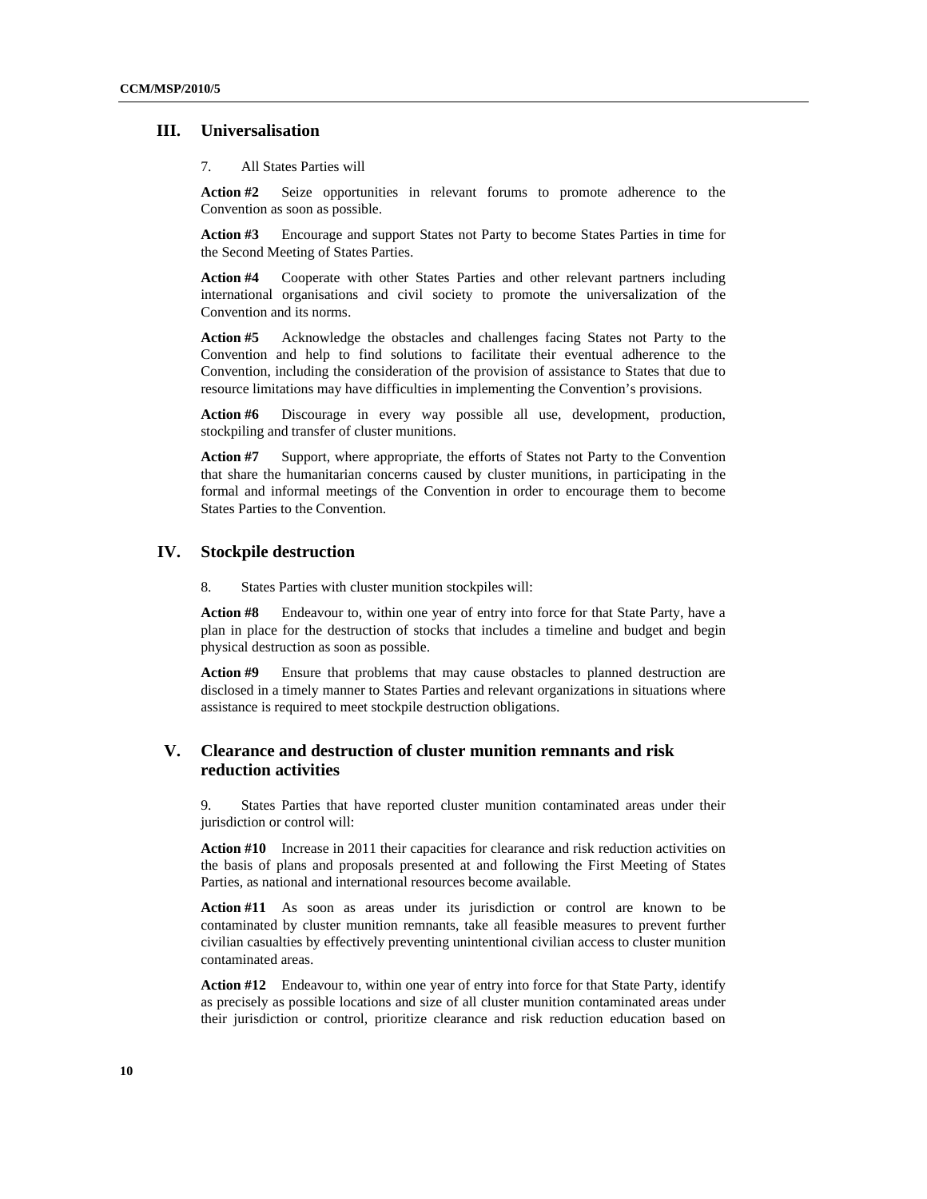## III. Universalisation

7. All States Parties will

**Action #2** Seize opportunities in relevant forums to promote adherence to the Convention as soon as possible.

**Action #3** Encourage and support States not Party to become States Parties in time for the Second Meeting of States Parties.

**Action #4** Cooperate with other States Parties and other relevant partners including international organisations and civil society to promote the universalization of the Convention and its norms.

**Action #5** Acknowledge the obstacles and challenges facing States not Party to the Convention and help to find solutions to facilitate their eventual adherence to the Convention, including the consideration of the provision of assistance to States that due to resource limitations may have difficulties in implementing the Convention's provisions.

**Action #6** Discourage in every way possible all use, development, production, stockpiling and transfer of cluster munitions.

**Action #7** Support, where appropriate, the efforts of States not Party to the Convention that share the humanitarian concerns caused by cluster munitions, in participating in the formal and informal meetings of the Convention in order to encourage them to become States Parties to the Convention.

## IV. Stockpile destruction

8. States Parties with cluster munition stockpiles will:

**Action #8** Endeavour to, within one year of entry into force for that State Party, have a plan in place for the destruction of stocks that includes a timeline and budget and begin physical destruction as soon as possible.

**Action #9** Ensure that problems that may cause obstacles to planned destruction are disclosed in a timely manner to States Parties and relevant organizations in situations where assistance is required to meet stockpile destruction obligations.

## V. Clearance and destruction of cluster munition remnants and risk reduction activities

9. States Parties that have reported cluster munition contaminated areas under their jurisdiction or control will:

**Action #10** Increase in 2011 their capacities for clearance and risk reduction activities on the basis of plans and proposals presented at and following the First Meeting of States Parties, as national and international resources become available.

**Action #11** As soon as areas under its jurisdiction or control are known to be contaminated by cluster munition remnants, take all feasible measures to prevent further civilian casualties by effectively preventing unintentional civilian access to cluster munition contaminated areas.

**Action #12** Endeavour to, within one year of entry into force for that State Party, identify as precisely as possible locations and size of all cluster munition contaminated areas under their jurisdiction or control, prioritize clearance and risk reduction education based on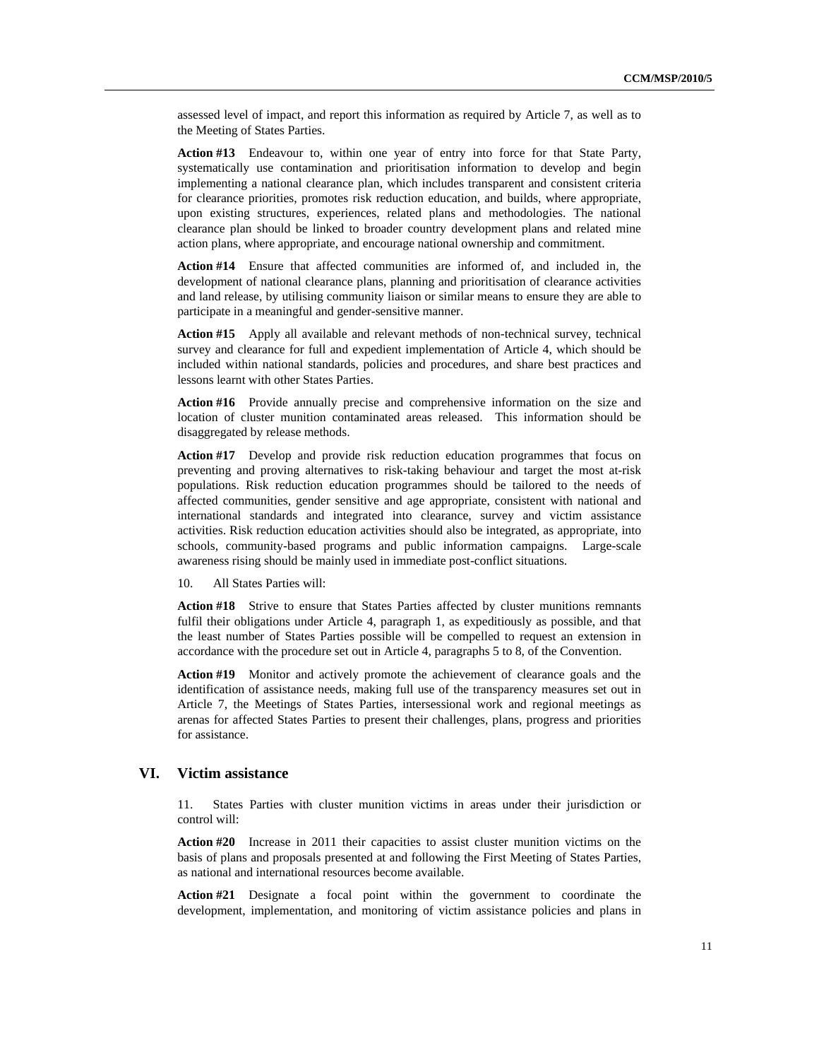assessed level of impact, and report this information as required by Article 7, as well as to the Meeting of States Parties.

**Action #13** Endeavour to, within one year of entry into force for that State Party, systematically use contamination and prioritisation information to develop and begin implementing a national clearance plan, which includes transparent and consistent criteria for clearance priorities, promotes risk reduction education, and builds, where appropriate, upon existing structures, experiences, related plans and methodologies. The national clearance plan should be linked to broader country development plans and related mine action plans, where appropriate, and encourage national ownership and commitment.

**Action #14** Ensure that affected communities are informed of, and included in, the development of national clearance plans, planning and prioritisation of clearance activities and land release, by utilising community liaison or similar means to ensure they are able to participate in a meaningful and gender-sensitive manner.

**Action #15** Apply all available and relevant methods of non-technical survey, technical survey and clearance for full and expedient implementation of Article 4, which should be included within national standards, policies and procedures, and share best practices and lessons learnt with other States Parties.

**Action #16** Provide annually precise and comprehensive information on the size and location of cluster munition contaminated areas released. This information should be disaggregated by release methods.

**Action #17** Develop and provide risk reduction education programmes that focus on preventing and proving alternatives to risk-taking behaviour and target the most at-risk populations. Risk reduction education programmes should be tailored to the needs of affected communities, gender sensitive and age appropriate, consistent with national and international standards and integrated into clearance, survey and victim assistance activities. Risk reduction education activities should also be integrated, as appropriate, into schools, community-based programs and public information campaigns. Large-scale awareness rising should be mainly used in immediate post-conflict situations.

10. All States Parties will:

**Action #18** Strive to ensure that States Parties affected by cluster munitions remnants fulfil their obligations under Article 4, paragraph 1, as expeditiously as possible, and that the least number of States Parties possible will be compelled to request an extension in accordance with the procedure set out in Article 4, paragraphs 5 to 8, of the Convention.

**Action #19** Monitor and actively promote the achievement of clearance goals and the identification of assistance needs, making full use of the transparency measures set out in Article 7, the Meetings of States Parties, intersessional work and regional meetings as arenas for affected States Parties to present their challenges, plans, progress and priorities for assistance.

## VI. Victim assistance

11. States Parties with cluster munition victims in areas under their jurisdiction or control will:

**Action #20** Increase in 2011 their capacities to assist cluster munition victims on the basis of plans and proposals presented at and following the First Meeting of States Parties, as national and international resources become available.

**Action #21** Designate a focal point within the government to coordinate the development, implementation, and monitoring of victim assistance policies and plans in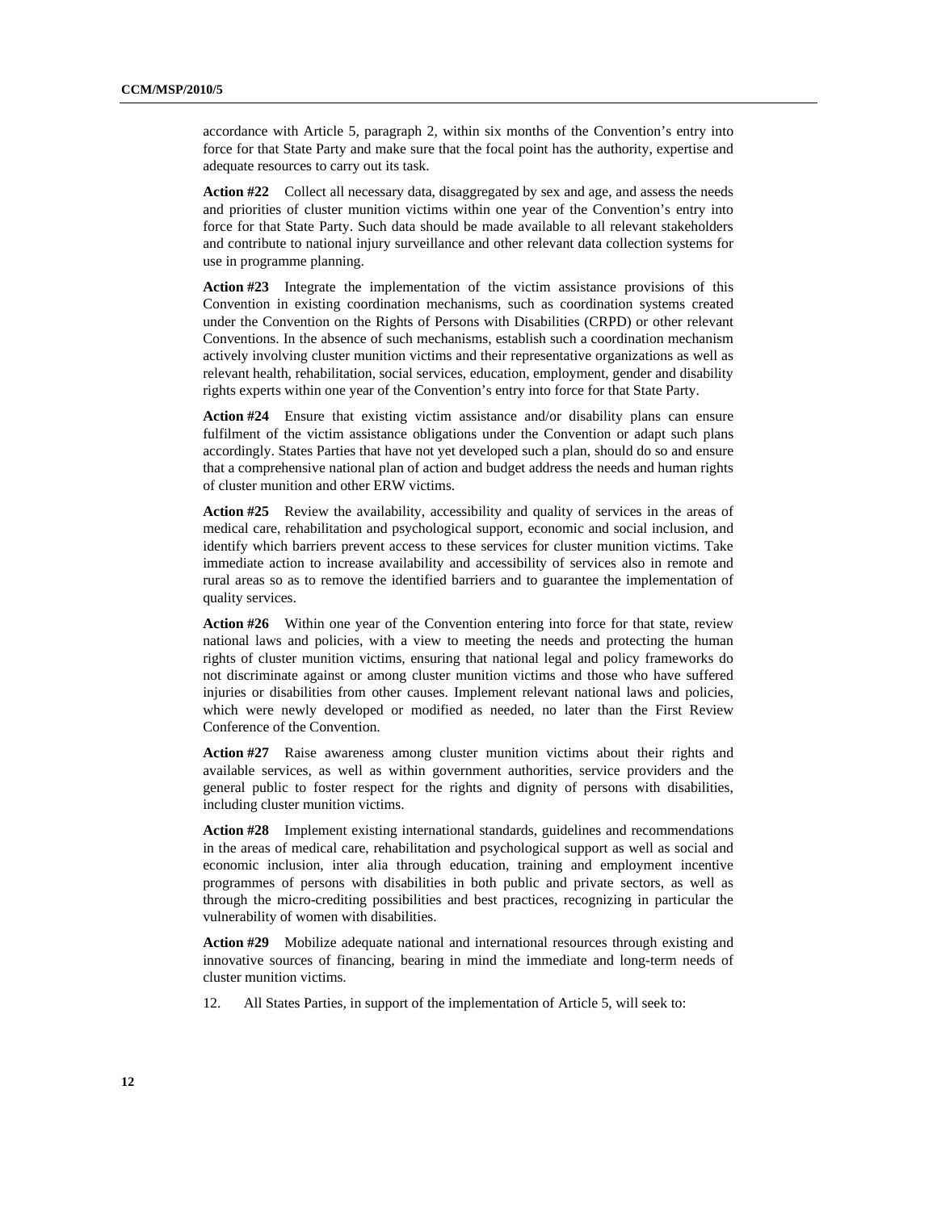accordance with Article 5, paragraph 2, within six months of the Convention's entry into force for that State Party and make sure that the focal point has the authority, expertise and adequate resources to carry out its task.

**Action #22** Collect all necessary data, disaggregated by sex and age, and assess the needs and priorities of cluster munition victims within one year of the Convention's entry into force for that State Party. Such data should be made available to all relevant stakeholders and contribute to national injury surveillance and other relevant data collection systems for use in programme planning.

**Action #23** Integrate the implementation of the victim assistance provisions of this Convention in existing coordination mechanisms, such as coordination systems created under the Convention on the Rights of Persons with Disabilities (CRPD) or other relevant Conventions. In the absence of such mechanisms, establish such a coordination mechanism actively involving cluster munition victims and their representative organizations as well as relevant health, rehabilitation, social services, education, employment, gender and disability rights experts within one year of the Convention's entry into force for that State Party.

**Action #24** Ensure that existing victim assistance and/or disability plans can ensure fulfilment of the victim assistance obligations under the Convention or adapt such plans accordingly. States Parties that have not yet developed such a plan, should do so and ensure that a comprehensive national plan of action and budget address the needs and human rights of cluster munition and other ERW victims.

**Action #25** Review the availability, accessibility and quality of services in the areas of medical care, rehabilitation and psychological support, economic and social inclusion, and identify which barriers prevent access to these services for cluster munition victims. Take immediate action to increase availability and accessibility of services also in remote and rural areas so as to remove the identified barriers and to guarantee the implementation of quality services.

**Action #26** Within one year of the Convention entering into force for that state, review national laws and policies, with a view to meeting the needs and protecting the human rights of cluster munition victims, ensuring that national legal and policy frameworks do not discriminate against or among cluster munition victims and those who have suffered injuries or disabilities from other causes. Implement relevant national laws and policies, which were newly developed or modified as needed, no later than the First Review Conference of the Convention.

**Action #27** Raise awareness among cluster munition victims about their rights and available services, as well as within government authorities, service providers and the general public to foster respect for the rights and dignity of persons with disabilities, including cluster munition victims.

**Action #28** Implement existing international standards, guidelines and recommendations in the areas of medical care, rehabilitation and psychological support as well as social and economic inclusion, inter alia through education, training and employment incentive programmes of persons with disabilities in both public and private sectors, as well as through the micro-crediting possibilities and best practices, recognizing in particular the vulnerability of women with disabilities.

**Action #29** Mobilize adequate national and international resources through existing and innovative sources of financing, bearing in mind the immediate and long-term needs of cluster munition victims.

12. All States Parties, in support of the implementation of Article 5, will seek to: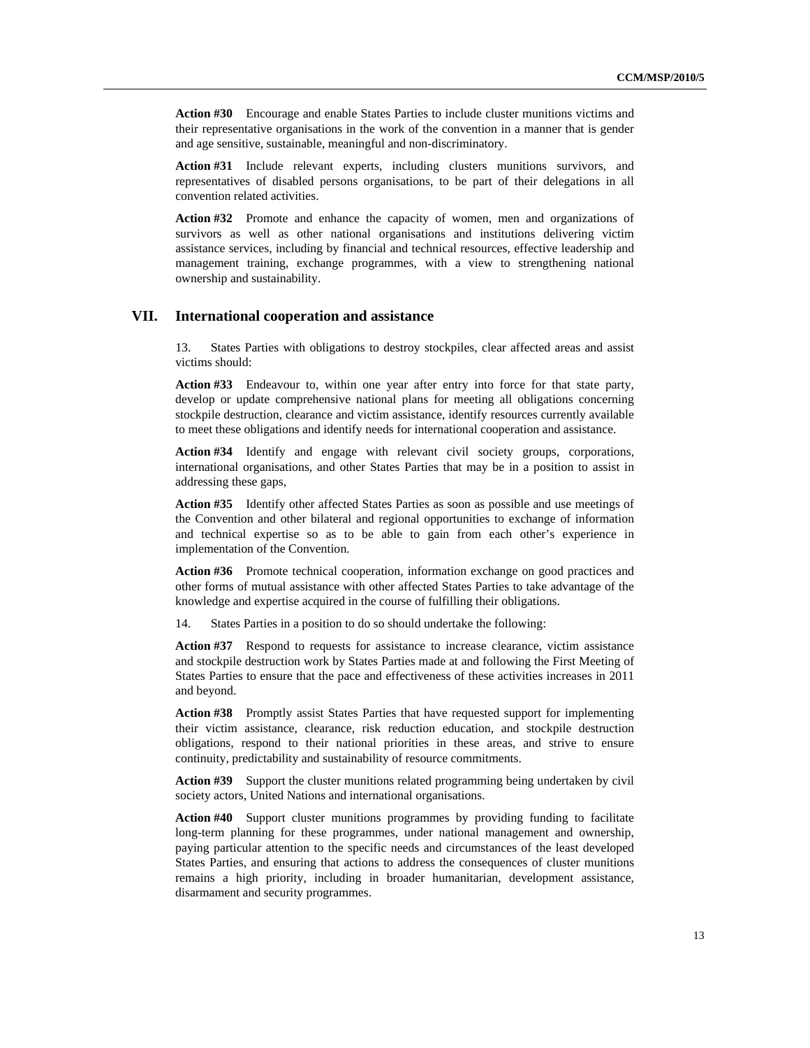**Action #30** Encourage and enable States Parties to include cluster munitions victims and their representative organisations in the work of the convention in a manner that is gender and age sensitive, sustainable, meaningful and non-discriminatory.

**Action #31** Include relevant experts, including clusters munitions survivors, and representatives of disabled persons organisations, to be part of their delegations in all convention related activities.

**Action #32** Promote and enhance the capacity of women, men and organizations of survivors as well as other national organisations and institutions delivering victim assistance services, including by financial and technical resources, effective leadership and management training, exchange programmes, with a view to strengthening national ownership and sustainability.

## VII. International cooperation and assistance

13. States Parties with obligations to destroy stockpiles, clear affected areas and assist victims should:

**Action #33** Endeavour to, within one year after entry into force for that state party, develop or update comprehensive national plans for meeting all obligations concerning stockpile destruction, clearance and victim assistance, identify resources currently available to meet these obligations and identify needs for international cooperation and assistance.

**Action #34** Identify and engage with relevant civil society groups, corporations, international organisations, and other States Parties that may be in a position to assist in addressing these gaps,

**Action #35** Identify other affected States Parties as soon as possible and use meetings of the Convention and other bilateral and regional opportunities to exchange of information and technical expertise so as to be able to gain from each other's experience in implementation of the Convention.

**Action #36** Promote technical cooperation, information exchange on good practices and other forms of mutual assistance with other affected States Parties to take advantage of the knowledge and expertise acquired in the course of fulfilling their obligations.

14. States Parties in a position to do so should undertake the following:

**Action #37** Respond to requests for assistance to increase clearance, victim assistance and stockpile destruction work by States Parties made at and following the First Meeting of States Parties to ensure that the pace and effectiveness of these activities increases in 2011 and beyond.

**Action #38** Promptly assist States Parties that have requested support for implementing their victim assistance, clearance, risk reduction education, and stockpile destruction obligations, respond to their national priorities in these areas, and strive to ensure continuity, predictability and sustainability of resource commitments.

**Action #39** Support the cluster munitions related programming being undertaken by civil society actors, United Nations and international organisations.

**Action #40** Support cluster munitions programmes by providing funding to facilitate long-term planning for these programmes, under national management and ownership, paying particular attention to the specific needs and circumstances of the least developed States Parties, and ensuring that actions to address the consequences of cluster munitions remains a high priority, including in broader humanitarian, development assistance, disarmament and security programmes.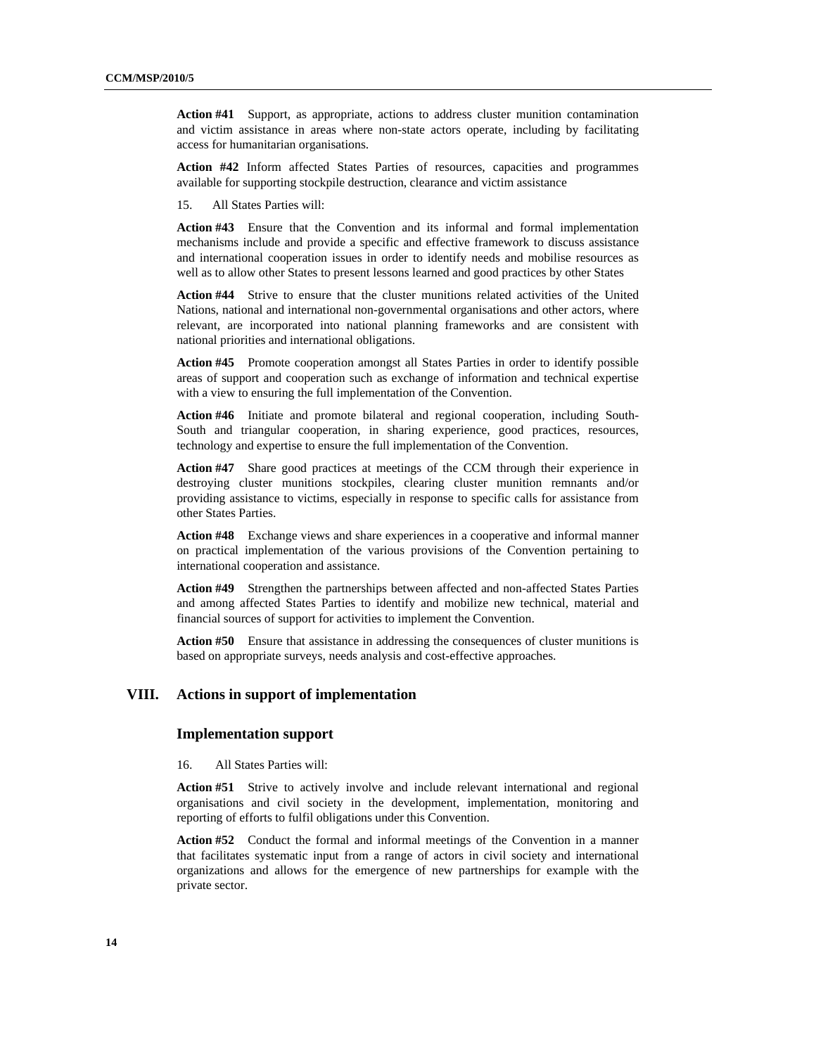**Action #41** Support, as appropriate, actions to address cluster munition contamination and victim assistance in areas where non-state actors operate, including by facilitating access for humanitarian organisations.

**Action #42** Inform affected States Parties of resources, capacities and programmes available for supporting stockpile destruction, clearance and victim assistance

15. All States Parties will:

**Action #43** Ensure that the Convention and its informal and formal implementation mechanisms include and provide a specific and effective framework to discuss assistance and international cooperation issues in order to identify needs and mobilise resources as well as to allow other States to present lessons learned and good practices by other States

**Action #44** Strive to ensure that the cluster munitions related activities of the United Nations, national and international non-governmental organisations and other actors, where relevant, are incorporated into national planning frameworks and are consistent with national priorities and international obligations.

**Action #45** Promote cooperation amongst all States Parties in order to identify possible areas of support and cooperation such as exchange of information and technical expertise with a view to ensuring the full implementation of the Convention.

**Action #46** Initiate and promote bilateral and regional cooperation, including South-South and triangular cooperation, in sharing experience, good practices, resources, technology and expertise to ensure the full implementation of the Convention.

**Action #47** Share good practices at meetings of the CCM through their experience in destroying cluster munitions stockpiles, clearing cluster munition remnants and/or providing assistance to victims, especially in response to specific calls for assistance from other States Parties.

**Action #48** Exchange views and share experiences in a cooperative and informal manner on practical implementation of the various provisions of the Convention pertaining to international cooperation and assistance.

**Action #49** Strengthen the partnerships between affected and non-affected States Parties and among affected States Parties to identify and mobilize new technical, material and financial sources of support for activities to implement the Convention.

**Action #50** Ensure that assistance in addressing the consequences of cluster munitions is based on appropriate surveys, needs analysis and cost-effective approaches.

## VIII. Actions in support of implementation

### Implementation support

16. All States Parties will:

**Action #51** Strive to actively involve and include relevant international and regional organisations and civil society in the development, implementation, monitoring and reporting of efforts to fulfil obligations under this Convention.

**Action #52** Conduct the formal and informal meetings of the Convention in a manner that facilitates systematic input from a range of actors in civil society and international organizations and allows for the emergence of new partnerships for example with the private sector.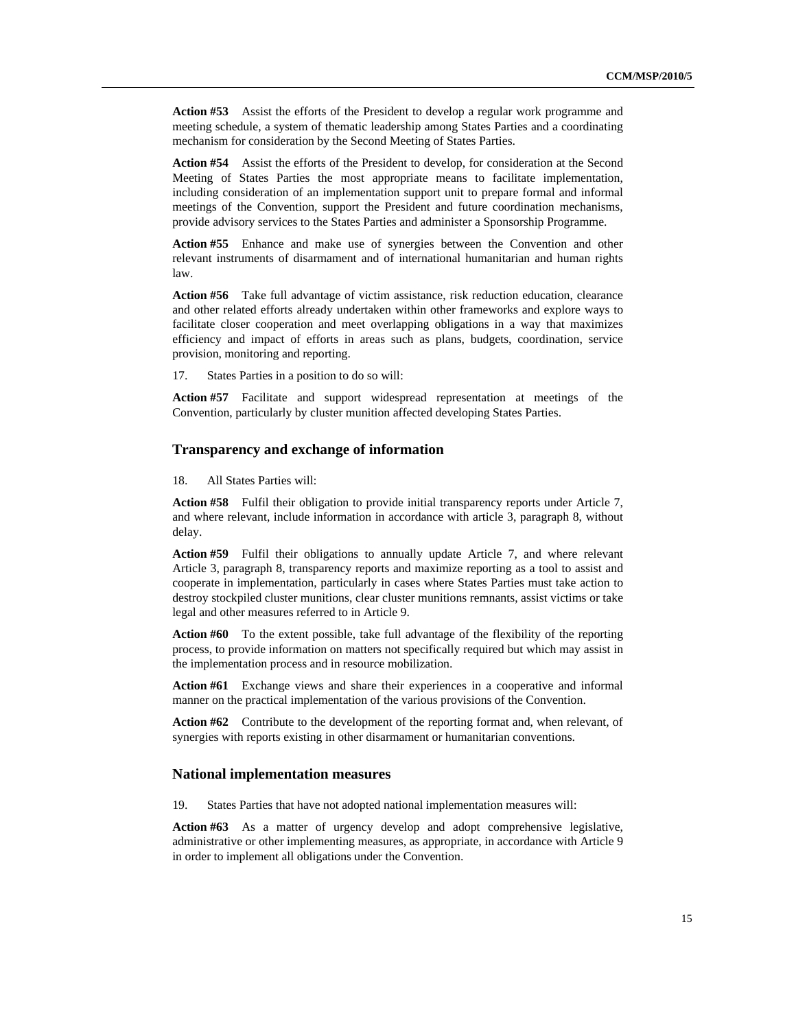**Action #53** Assist the efforts of the President to develop a regular work programme and meeting schedule, a system of thematic leadership among States Parties and a coordinating mechanism for consideration by the Second Meeting of States Parties.

**Action #54** Assist the efforts of the President to develop, for consideration at the Second Meeting of States Parties the most appropriate means to facilitate implementation, including consideration of an implementation support unit to prepare formal and informal meetings of the Convention, support the President and future coordination mechanisms, provide advisory services to the States Parties and administer a Sponsorship Programme.

**Action #55** Enhance and make use of synergies between the Convention and other relevant instruments of disarmament and of international humanitarian and human rights law.

**Action #56** Take full advantage of victim assistance, risk reduction education, clearance and other related efforts already undertaken within other frameworks and explore ways to facilitate closer cooperation and meet overlapping obligations in a way that maximizes efficiency and impact of efforts in areas such as plans, budgets, coordination, service provision, monitoring and reporting.

17. States Parties in a position to do so will:

**Action #57** Facilitate and support widespread representation at meetings of the Convention, particularly by cluster munition affected developing States Parties.

### Transparency and exchange of information

18. All States Parties will:

**Action #58** Fulfil their obligation to provide initial transparency reports under Article 7, and where relevant, include information in accordance with article 3, paragraph 8, without delay.

**Action #59** Fulfil their obligations to annually update Article 7, and where relevant Article 3, paragraph 8, transparency reports and maximize reporting as a tool to assist and cooperate in implementation, particularly in cases where States Parties must take action to destroy stockpiled cluster munitions, clear cluster munitions remnants, assist victims or take legal and other measures referred to in Article 9.

**Action #60** To the extent possible, take full advantage of the flexibility of the reporting process, to provide information on matters not specifically required but which may assist in the implementation process and in resource mobilization.

**Action #61** Exchange views and share their experiences in a cooperative and informal manner on the practical implementation of the various provisions of the Convention.

**Action #62** Contribute to the development of the reporting format and, when relevant, of synergies with reports existing in other disarmament or humanitarian conventions.

### National implementation measures

19. States Parties that have not adopted national implementation measures will:

**Action #63** As a matter of urgency develop and adopt comprehensive legislative, administrative or other implementing measures, as appropriate, in accordance with Article 9 in order to implement all obligations under the Convention.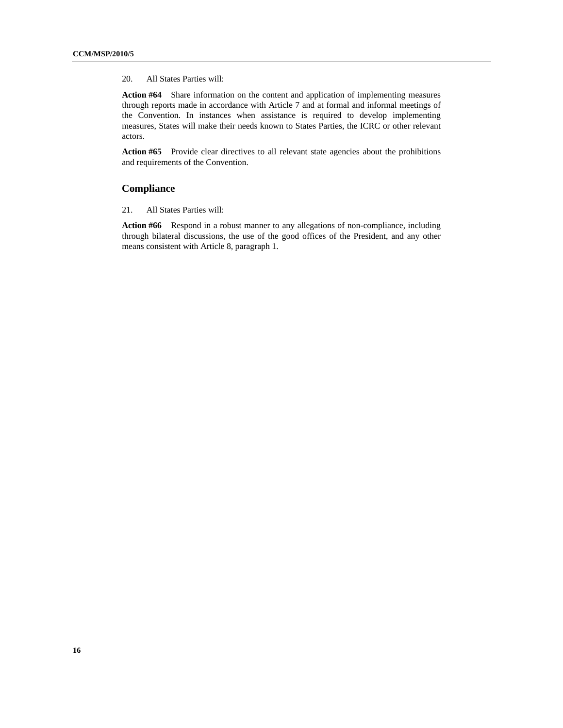20. All States Parties will:

**Action #64** Share information on the content and application of implementing measures through reports made in accordance with Article 7 and at formal and informal meetings of the Convention. In instances when assistance is required to develop implementing measures, States will make their needs known to States Parties, the ICRC or other relevant actors.

**Action #65** Provide clear directives to all relevant state agencies about the prohibitions and requirements of the Convention.

## Compliance

21. All States Parties will:

**Action #66** Respond in a robust manner to any allegations of non-compliance, including through bilateral discussions, the use of the good offices of the President, and any other means consistent with Article 8, paragraph 1.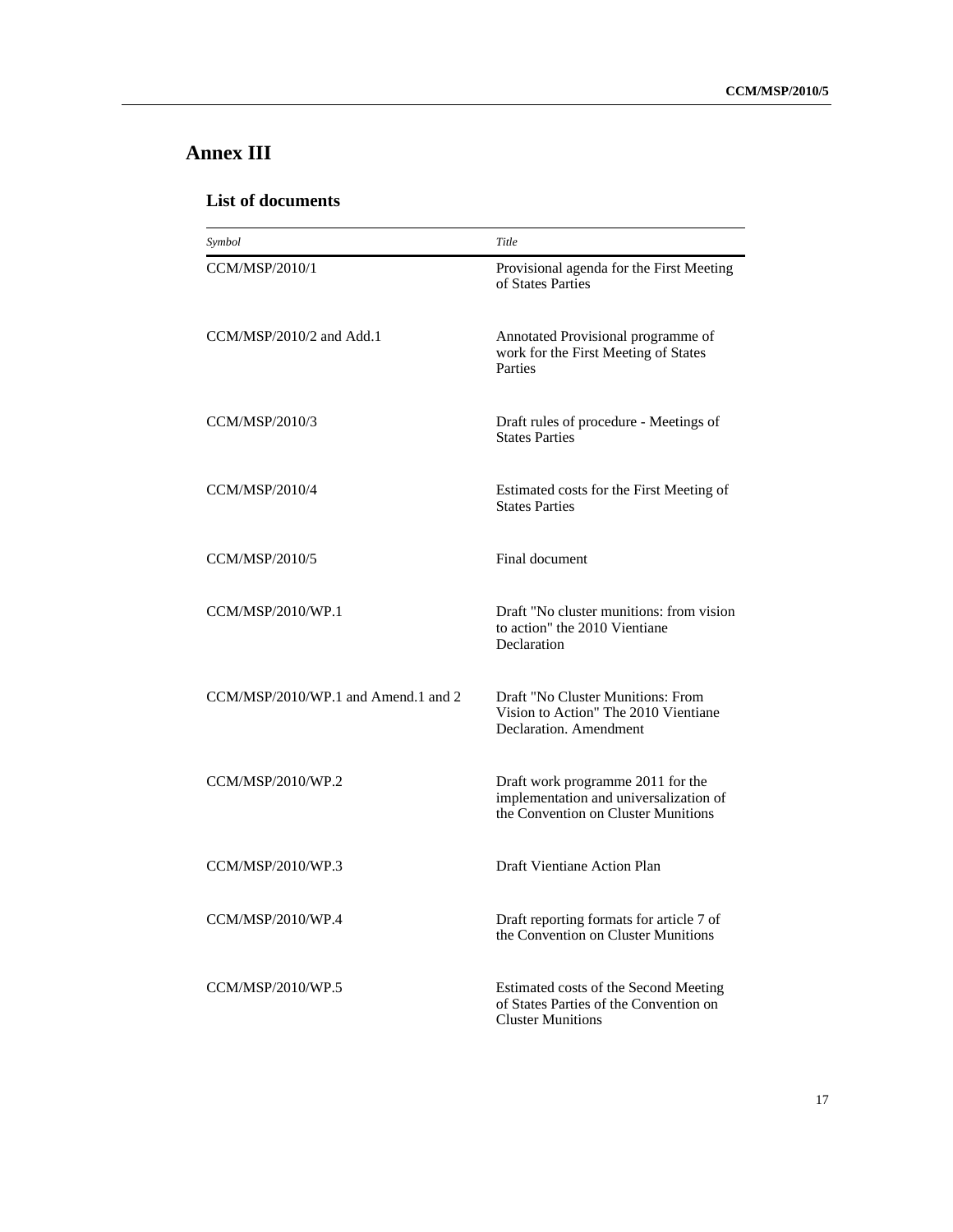# Annex III

## List of documents

| *Symbol* | *Title* |
|---|---|
| CCM/MSP/2010/1 | Provisional agenda for the First Meeting of States Parties |
| CCM/MSP/2010/2 and Add.1 | Annotated Provisional programme of work for the First Meeting of States Parties |
| CCM/MSP/2010/3 | Draft rules of procedure - Meetings of States Parties |
| CCM/MSP/2010/4 | Estimated costs for the First Meeting of States Parties |
| CCM/MSP/2010/5 | Final document |
| CCM/MSP/2010/WP.1 | Draft "No cluster munitions: from vision to action" the 2010 Vientiane Declaration |
| CCM/MSP/2010/WP.1 and Amend.1 and 2 | Draft "No Cluster Munitions: From Vision to Action" The 2010 Vientiane Declaration. Amendment |
| CCM/MSP/2010/WP.2 | Draft work programme 2011 for the implementation and universalization of the Convention on Cluster Munitions |
| CCM/MSP/2010/WP.3 | Draft Vientiane Action Plan |
| CCM/MSP/2010/WP.4 | Draft reporting formats for article 7 of the Convention on Cluster Munitions |
| CCM/MSP/2010/WP.5 | Estimated costs of the Second Meeting of States Parties of the Convention on Cluster Munitions |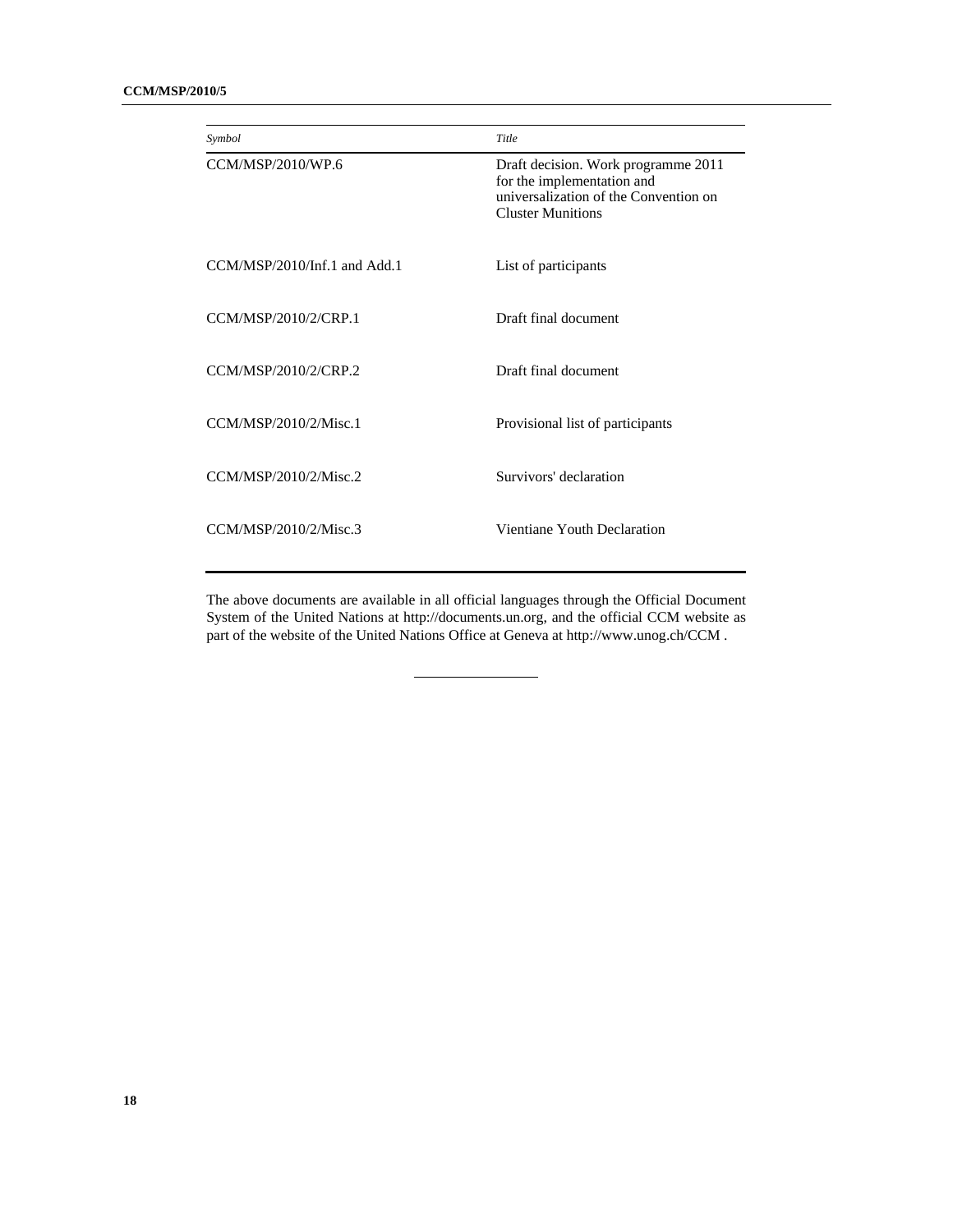| *Symbol* | *Title* |
|---|---|
| CCM/MSP/2010/WP.6 | Draft decision. Work programme 2011 for the implementation and universalization of the Convention on Cluster Munitions |
| CCM/MSP/2010/Inf.1 and Add.1 | List of participants |
| CCM/MSP/2010/2/CRP.1 | Draft final document |
| CCM/MSP/2010/2/CRP.2 | Draft final document |
| CCM/MSP/2010/2/Misc.1 | Provisional list of participants |
| CCM/MSP/2010/2/Misc.2 | Survivors' declaration |
| CCM/MSP/2010/2/Misc.3 | Vientiane Youth Declaration |

The above documents are available in all official languages through the Official Document System of the United Nations at http://documents.un.org, and the official CCM website as part of the website of the United Nations Office at Geneva at http://www.unog.ch/CCM .